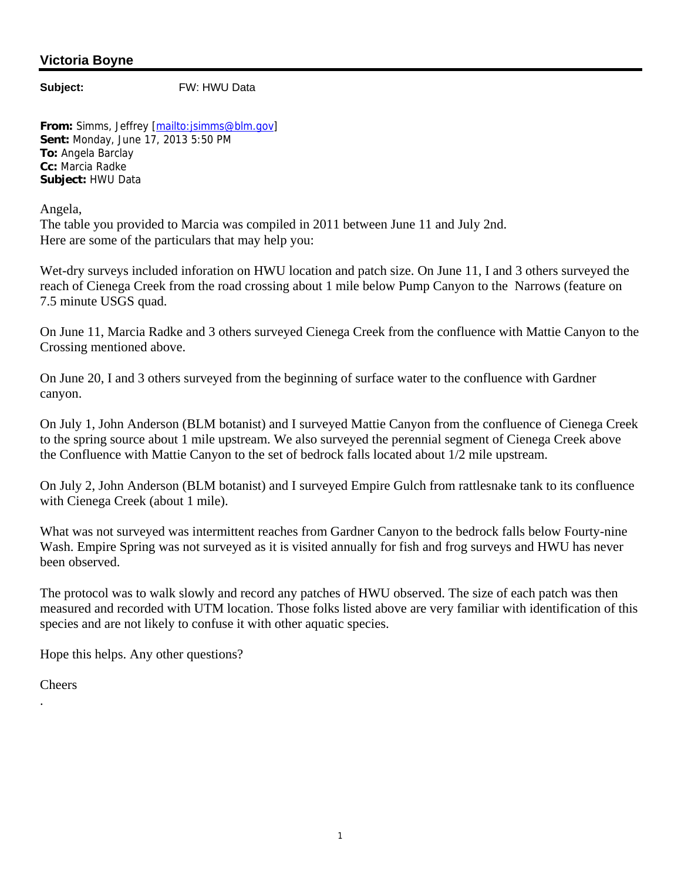## Victoria Boyne

**Subject:** FW: HWU Data

**From:** Simms, Jeffrey [mailto:jsimms@blm.gov]
**Sent:** Monday, June 17, 2013 5:50 PM
**To:** Angela Barclay
**Cc:** Marcia Radke
**Subject:** HWU Data

Angela,
The table you provided to Marcia was compiled in 2011 between June 11 and July 2nd.
Here are some of the particulars that may help you:

Wet-dry surveys included infroation on HWU location and patch size. On June 11, I and 3 others surveyed the reach of Cienega Creek from the road crossing about 1 mile below Pump Canyon to the Narrows (feature on 7.5 minute USGS quad.

On June 11, Marcia Radke and 3 others surveyed Cienega Creek from the confluence with Mattie Canyon to the Crossing mentioned above.

On June 20, I and 3 others surveyed from the beginning of surface water to the confluence with Gardner canyon.

On July 1, John Anderson (BLM botanist) and I surveyed Mattie Canyon from the confluence of Cienega Creek to the spring source about 1 mile upstream. We also surveyed the perennial segment of Cienega Creek above the Confluence with Mattie Canyon to the set of bedrock falls located about 1/2 mile upstream.

On July 2, John Anderson (BLM botanist) and I surveyed Empire Gulch from rattlesnake tank to its confluence with Cienega Creek (about 1 mile).

What was not surveyed was intermittent reaches from Gardner Canyon to the bedrock falls below Fourty-nine Wash. Empire Spring was not surveyed as it is visited annually for fish and frog surveys and HWU has never been observed.

The protocol was to walk slowly and record any patches of HWU observed. The size of each patch was then measured and recorded with UTM location. Those folks listed above are very familiar with identification of this species and are not likely to confuse it with other aquatic species.

Hope this helps. Any other questions?

Cheers

.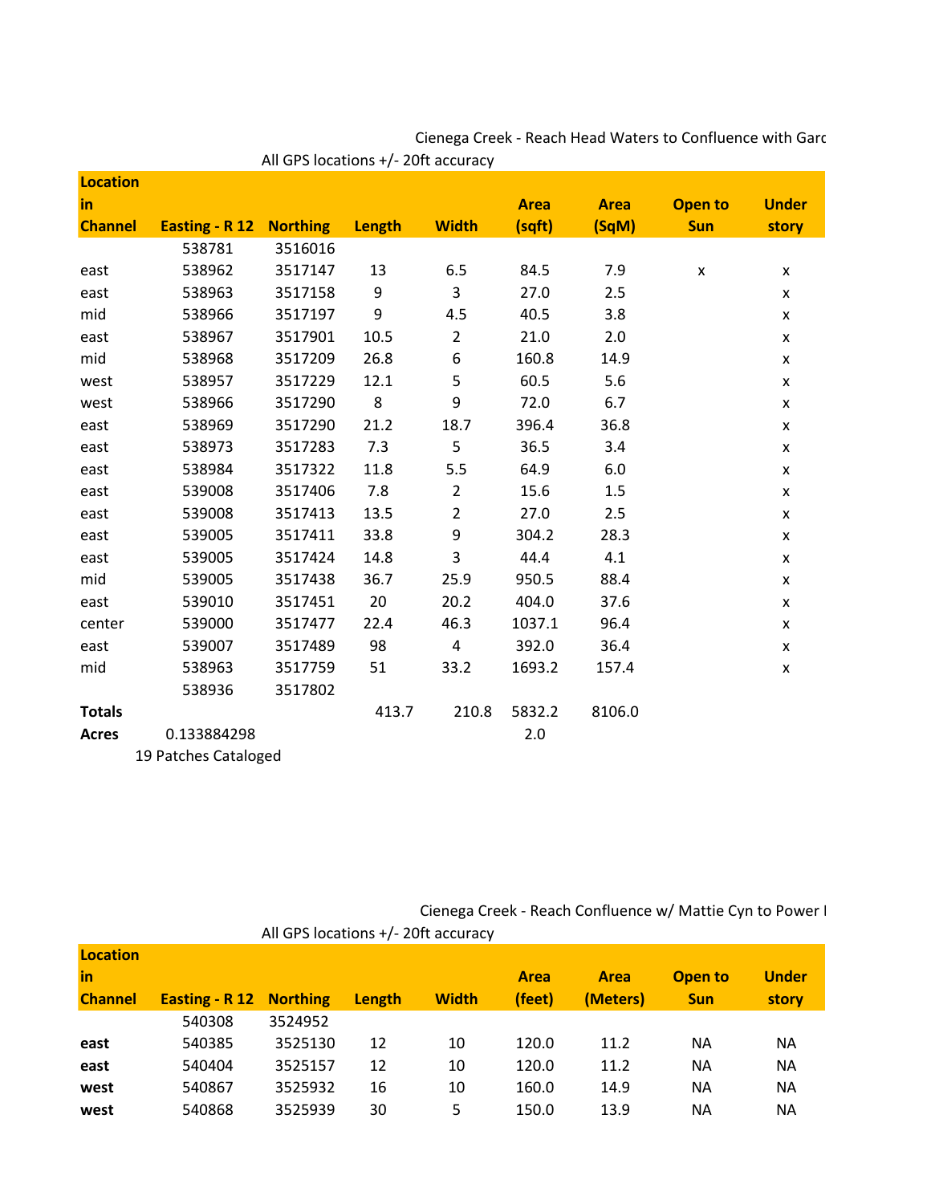Cienega Creek - Reach Head Waters to Confluence with Garc

All GPS locations +/- 20ft accuracy

| Location in Channel | Easting - R 12 | Northing | Length | Width | Area (sqft) | Area (SqM) | Open to Sun | Under story |
|---|---|---|---|---|---|---|---|---|
| | 538781 | 3516016 | | | | | | |
| east | 538962 | 3517147 | 13 | 6.5 | 84.5 | 7.9 | x | x |
| east | 538963 | 3517158 | 9 | 3 | 27.0 | 2.5 | | x |
| mid | 538966 | 3517197 | 9 | 4.5 | 40.5 | 3.8 | | x |
| east | 538967 | 3517901 | 10.5 | 2 | 21.0 | 2.0 | | x |
| mid | 538968 | 3517209 | 26.8 | 6 | 160.8 | 14.9 | | x |
| west | 538957 | 3517229 | 12.1 | 5 | 60.5 | 5.6 | | x |
| west | 538966 | 3517290 | 8 | 9 | 72.0 | 6.7 | | x |
| east | 538969 | 3517290 | 21.2 | 18.7 | 396.4 | 36.8 | | x |
| east | 538973 | 3517283 | 7.3 | 5 | 36.5 | 3.4 | | x |
| east | 538984 | 3517322 | 11.8 | 5.5 | 64.9 | 6.0 | | x |
| east | 539008 | 3517406 | 7.8 | 2 | 15.6 | 1.5 | | x |
| east | 539008 | 3517413 | 13.5 | 2 | 27.0 | 2.5 | | x |
| east | 539005 | 3517411 | 33.8 | 9 | 304.2 | 28.3 | | x |
| east | 539005 | 3517424 | 14.8 | 3 | 44.4 | 4.1 | | x |
| mid | 539005 | 3517438 | 36.7 | 25.9 | 950.5 | 88.4 | | x |
| east | 539010 | 3517451 | 20 | 20.2 | 404.0 | 37.6 | | x |
| center | 539000 | 3517477 | 22.4 | 46.3 | 1037.1 | 96.4 | | x |
| east | 539007 | 3517489 | 98 | 4 | 392.0 | 36.4 | | x |
| mid | 538963 | 3517759 | 51 | 33.2 | 1693.2 | 157.4 | | x |
| | 538936 | 3517802 | | | | | | |
| **Totals** | | | 413.7 | 210.8 | 5832.2 | 8106.0 | | |
| **Acres** | 0.133884298 | | | | 2.0 | | | |

19 Patches Cataloged

Cienega Creek - Reach Confluence w/ Mattie Cyn to Power l

All GPS locations +/- 20ft accuracy

| Location in Channel | Easting - R 12 | Northing | Length | Width | Area (feet) | Area (Meters) | Open to Sun | Under story |
|---|---|---|---|---|---|---|---|---|
| | 540308 | 3524952 | | | | | | |
| **east** | 540385 | 3525130 | 12 | 10 | 120.0 | 11.2 | NA | NA |
| **east** | 540404 | 3525157 | 12 | 10 | 120.0 | 11.2 | NA | NA |
| **west** | 540867 | 3525932 | 16 | 10 | 160.0 | 14.9 | NA | NA |
| **west** | 540868 | 3525939 | 30 | 5 | 150.0 | 13.9 | NA | NA |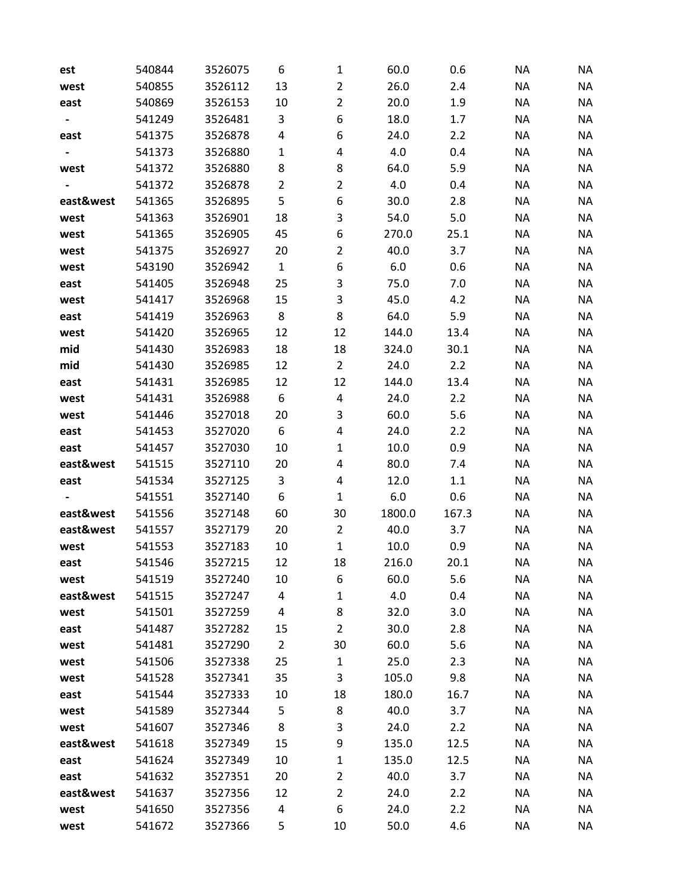| | | | | | | | | |
|---|---|---|---|---|---|---|---|---|
| **est** | 540844 | 3526075 | 6 | 1 | 60.0 | 0.6 | NA | NA |
| **west** | 540855 | 3526112 | 13 | 2 | 26.0 | 2.4 | NA | NA |
| **east** | 540869 | 3526153 | 10 | 2 | 20.0 | 1.9 | NA | NA |
| **-** | 541249 | 3526481 | 3 | 6 | 18.0 | 1.7 | NA | NA |
| **east** | 541375 | 3526878 | 4 | 6 | 24.0 | 2.2 | NA | NA |
| **-** | 541373 | 3526880 | 1 | 4 | 4.0 | 0.4 | NA | NA |
| **west** | 541372 | 3526880 | 8 | 8 | 64.0 | 5.9 | NA | NA |
| **-** | 541372 | 3526878 | 2 | 2 | 4.0 | 0.4 | NA | NA |
| **east&west** | 541365 | 3526895 | 5 | 6 | 30.0 | 2.8 | NA | NA |
| **west** | 541363 | 3526901 | 18 | 3 | 54.0 | 5.0 | NA | NA |
| **west** | 541365 | 3526905 | 45 | 6 | 270.0 | 25.1 | NA | NA |
| **west** | 541375 | 3526927 | 20 | 2 | 40.0 | 3.7 | NA | NA |
| **west** | 543190 | 3526942 | 1 | 6 | 6.0 | 0.6 | NA | NA |
| **east** | 541405 | 3526948 | 25 | 3 | 75.0 | 7.0 | NA | NA |
| **west** | 541417 | 3526968 | 15 | 3 | 45.0 | 4.2 | NA | NA |
| **east** | 541419 | 3526963 | 8 | 8 | 64.0 | 5.9 | NA | NA |
| **west** | 541420 | 3526965 | 12 | 12 | 144.0 | 13.4 | NA | NA |
| **mid** | 541430 | 3526983 | 18 | 18 | 324.0 | 30.1 | NA | NA |
| **mid** | 541430 | 3526985 | 12 | 2 | 24.0 | 2.2 | NA | NA |
| **east** | 541431 | 3526985 | 12 | 12 | 144.0 | 13.4 | NA | NA |
| **west** | 541431 | 3526988 | 6 | 4 | 24.0 | 2.2 | NA | NA |
| **west** | 541446 | 3527018 | 20 | 3 | 60.0 | 5.6 | NA | NA |
| **east** | 541453 | 3527020 | 6 | 4 | 24.0 | 2.2 | NA | NA |
| **east** | 541457 | 3527030 | 10 | 1 | 10.0 | 0.9 | NA | NA |
| **east&west** | 541515 | 3527110 | 20 | 4 | 80.0 | 7.4 | NA | NA |
| **east** | 541534 | 3527125 | 3 | 4 | 12.0 | 1.1 | NA | NA |
| **-** | 541551 | 3527140 | 6 | 1 | 6.0 | 0.6 | NA | NA |
| **east&west** | 541556 | 3527148 | 60 | 30 | 1800.0 | 167.3 | NA | NA |
| **east&west** | 541557 | 3527179 | 20 | 2 | 40.0 | 3.7 | NA | NA |
| **west** | 541553 | 3527183 | 10 | 1 | 10.0 | 0.9 | NA | NA |
| **east** | 541546 | 3527215 | 12 | 18 | 216.0 | 20.1 | NA | NA |
| **west** | 541519 | 3527240 | 10 | 6 | 60.0 | 5.6 | NA | NA |
| **east&west** | 541515 | 3527247 | 4 | 1 | 4.0 | 0.4 | NA | NA |
| **west** | 541501 | 3527259 | 4 | 8 | 32.0 | 3.0 | NA | NA |
| **east** | 541487 | 3527282 | 15 | 2 | 30.0 | 2.8 | NA | NA |
| **west** | 541481 | 3527290 | 2 | 30 | 60.0 | 5.6 | NA | NA |
| **west** | 541506 | 3527338 | 25 | 1 | 25.0 | 2.3 | NA | NA |
| **west** | 541528 | 3527341 | 35 | 3 | 105.0 | 9.8 | NA | NA |
| **east** | 541544 | 3527333 | 10 | 18 | 180.0 | 16.7 | NA | NA |
| **west** | 541589 | 3527344 | 5 | 8 | 40.0 | 3.7 | NA | NA |
| **west** | 541607 | 3527346 | 8 | 3 | 24.0 | 2.2 | NA | NA |
| **east&west** | 541618 | 3527349 | 15 | 9 | 135.0 | 12.5 | NA | NA |
| **east** | 541624 | 3527349 | 10 | 1 | 135.0 | 12.5 | NA | NA |
| **east** | 541632 | 3527351 | 20 | 2 | 40.0 | 3.7 | NA | NA |
| **east&west** | 541637 | 3527356 | 12 | 2 | 24.0 | 2.2 | NA | NA |
| **west** | 541650 | 3527356 | 4 | 6 | 24.0 | 2.2 | NA | NA |
| **west** | 541672 | 3527366 | 5 | 10 | 50.0 | 4.6 | NA | NA |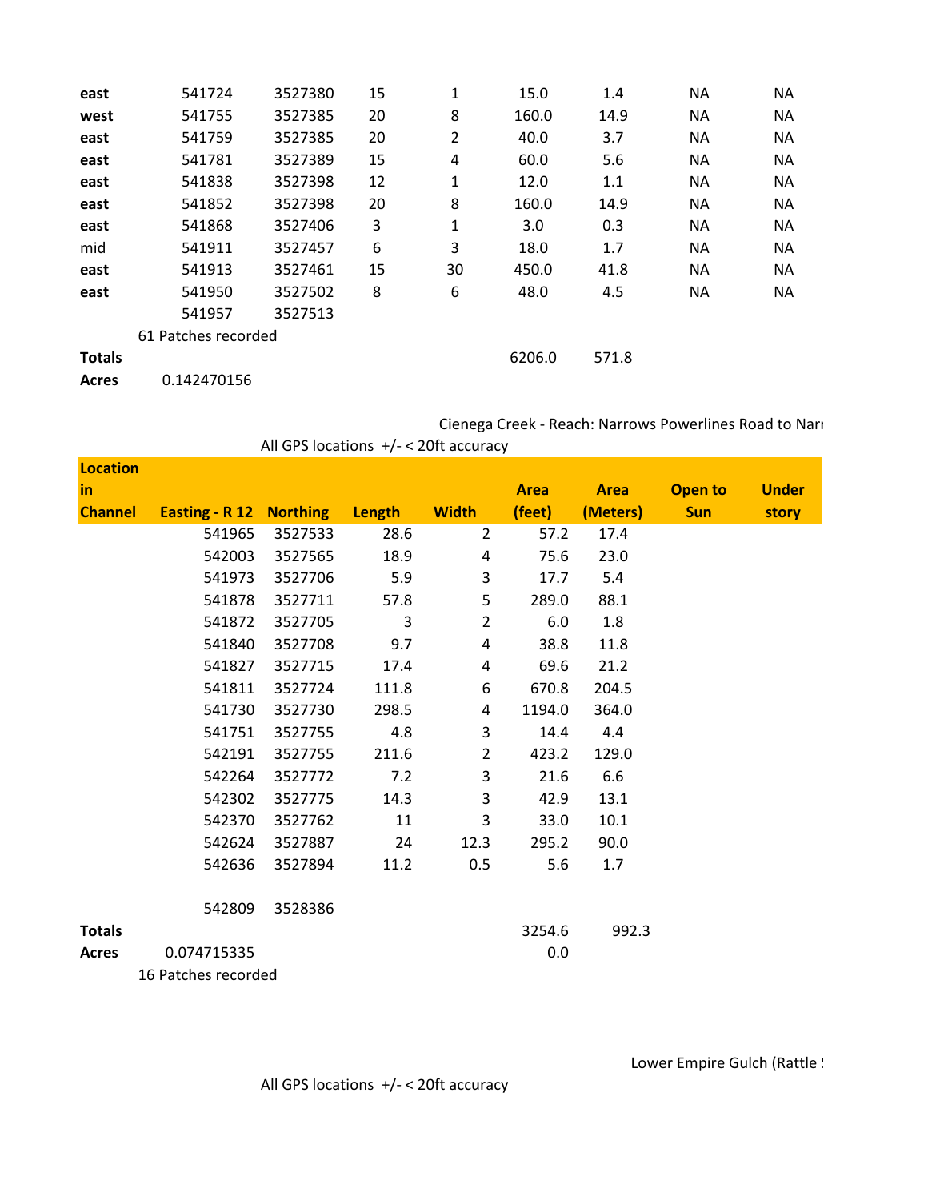| | | | | | | | | |
|---|---|---|---|---|---|---|---|---|
| **east** | 541724 | 3527380 | 15 | 1 | 15.0 | 1.4 | NA | NA |
| **west** | 541755 | 3527385 | 20 | 8 | 160.0 | 14.9 | NA | NA |
| **east** | 541759 | 3527385 | 20 | 2 | 40.0 | 3.7 | NA | NA |
| **east** | 541781 | 3527389 | 15 | 4 | 60.0 | 5.6 | NA | NA |
| **east** | 541838 | 3527398 | 12 | 1 | 12.0 | 1.1 | NA | NA |
| **east** | 541852 | 3527398 | 20 | 8 | 160.0 | 14.9 | NA | NA |
| **east** | 541868 | 3527406 | 3 | 1 | 3.0 | 0.3 | NA | NA |
| mid | 541911 | 3527457 | 6 | 3 | 18.0 | 1.7 | NA | NA |
| **east** | 541913 | 3527461 | 15 | 30 | 450.0 | 41.8 | NA | NA |
| **east** | 541950 | 3527502 | 8 | 6 | 48.0 | 4.5 | NA | NA |
| | 541957 | 3527513 | | | | | | |
| | 61 Patches recorded | | | | | | | |
| **Totals** | | | | | 6206.0 | 571.8 | | |
| **Acres** | 0.142470156 | | | | | | | |

Cienega Creek - Reach: Narrows Powerlines Road to Narı

All GPS locations +/- < 20ft accuracy

| **Location in Channel** | **Easting - R 12** | **Northing** | **Length** | **Width** | **Area (feet)** | **Area (Meters)** | **Open to Sun** | **Under story** |
|---|---|---|---|---|---|---|---|---|
| | 541965 | 3527533 | 28.6 | 2 | 57.2 | 17.4 | | |
| | 542003 | 3527565 | 18.9 | 4 | 75.6 | 23.0 | | |
| | 541973 | 3527706 | 5.9 | 3 | 17.7 | 5.4 | | |
| | 541878 | 3527711 | 57.8 | 5 | 289.0 | 88.1 | | |
| | 541872 | 3527705 | 3 | 2 | 6.0 | 1.8 | | |
| | 541840 | 3527708 | 9.7 | 4 | 38.8 | 11.8 | | |
| | 541827 | 3527715 | 17.4 | 4 | 69.6 | 21.2 | | |
| | 541811 | 3527724 | 111.8 | 6 | 670.8 | 204.5 | | |
| | 541730 | 3527730 | 298.5 | 4 | 1194.0 | 364.0 | | |
| | 541751 | 3527755 | 4.8 | 3 | 14.4 | 4.4 | | |
| | 542191 | 3527755 | 211.6 | 2 | 423.2 | 129.0 | | |
| | 542264 | 3527772 | 7.2 | 3 | 21.6 | 6.6 | | |
| | 542302 | 3527775 | 14.3 | 3 | 42.9 | 13.1 | | |
| | 542370 | 3527762 | 11 | 3 | 33.0 | 10.1 | | |
| | 542624 | 3527887 | 24 | 12.3 | 295.2 | 90.0 | | |
| | 542636 | 3527894 | 11.2 | 0.5 | 5.6 | 1.7 | | |
| | | | | | | | | |
| | 542809 | 3528386 | | | | | | |
| **Totals** | | | | | 3254.6 | 992.3 | | |
| **Acres** | 0.074715335 | | | | 0.0 | | | |
| | 16 Patches recorded | | | | | | | |

Lower Empire Gulch (Rattle ؛

All GPS locations +/- < 20ft accuracy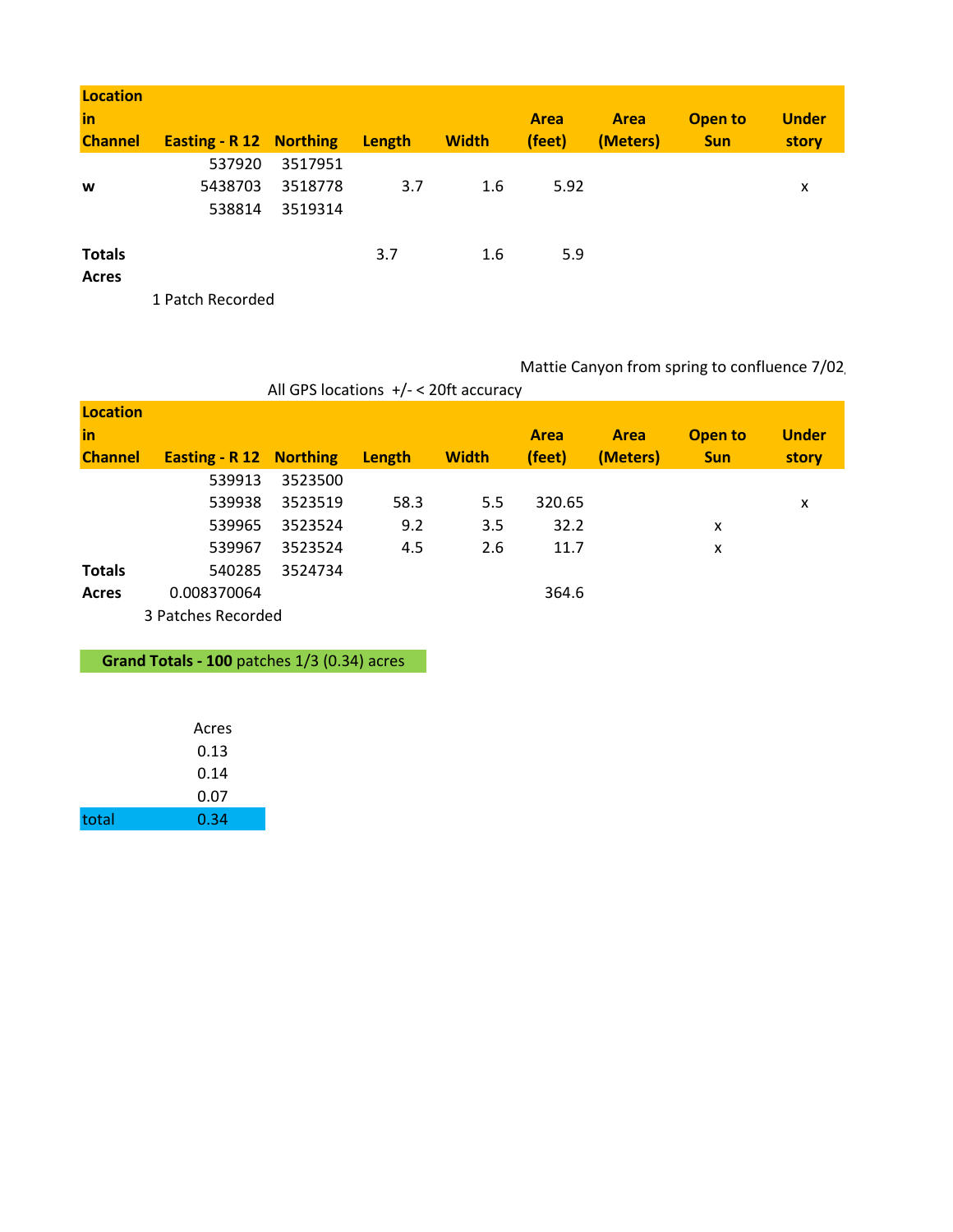| Location in Channel | Easting - R 12 | Northing | Length | Width | Area (feet) | Area (Meters) | Open to Sun | Under story |
|---|---|---|---|---|---|---|---|---|
| | 537920 | 3517951 | | | | | | |
| w | 5438703 | 3518778 | 3.7 | 1.6 | 5.92 | | | x |
| | 538814 | 3519314 | | | | | | |
| | | | | | | | | |
| Totals | | | 3.7 | 1.6 | 5.9 | | | |
| Acres | | | | | | | | |

1 Patch Recorded

Mattie Canyon from spring to confluence 7/02

All GPS locations +/- < 20ft accuracy

| Location in Channel | Easting - R 12 | Northing | Length | Width | Area (feet) | Area (Meters) | Open to Sun | Under story |
|---|---|---|---|---|---|---|---|---|
| | 539913 | 3523500 | | | | | | |
| | 539938 | 3523519 | 58.3 | 5.5 | 320.65 | | | x |
| | 539965 | 3523524 | 9.2 | 3.5 | 32.2 | | x | |
| | 539967 | 3523524 | 4.5 | 2.6 | 11.7 | | x | |
| Totals | 540285 | 3524734 | | | | | | |
| Acres | 0.008370064 | | | | 364.6 | | | |

3 Patches Recorded

**Grand Totals - 100** patches 1/3 (0.34) acres

| | Acres |
|---|---|
| | 0.13 |
| | 0.14 |
| | 0.07 |
| total | 0.34 |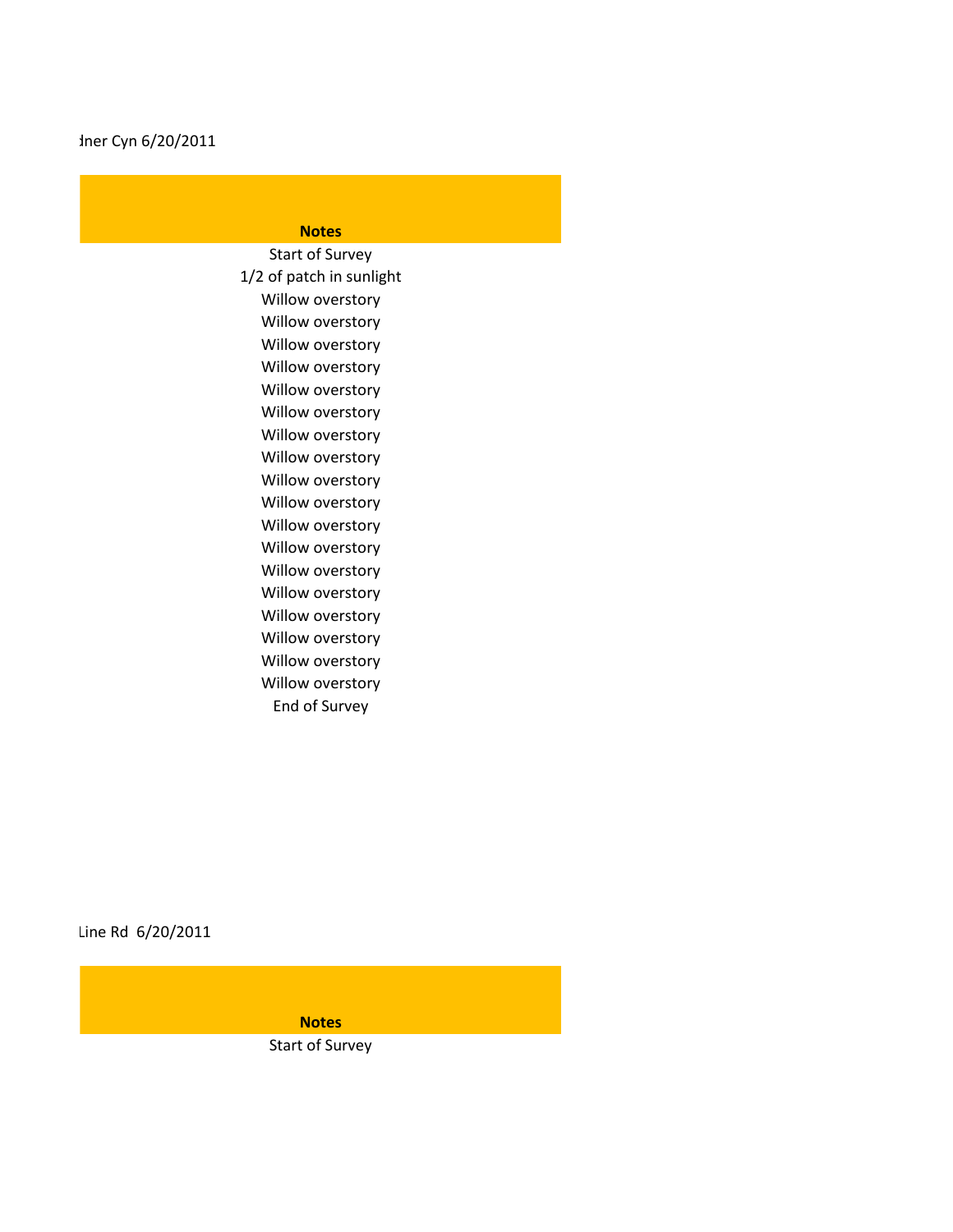dner Cyn 6/20/2011

| Notes |
|---|
| Start of Survey |
| 1/2 of patch in sunlight |
| Willow overstory |
| Willow overstory |
| Willow overstory |
| Willow overstory |
| Willow overstory |
| Willow overstory |
| Willow overstory |
| Willow overstory |
| Willow overstory |
| Willow overstory |
| Willow overstory |
| Willow overstory |
| Willow overstory |
| Willow overstory |
| Willow overstory |
| Willow overstory |
| Willow overstory |
| Willow overstory |
| End of Survey |

Line Rd 6/20/2011

| Notes |
|---|
| Start of Survey |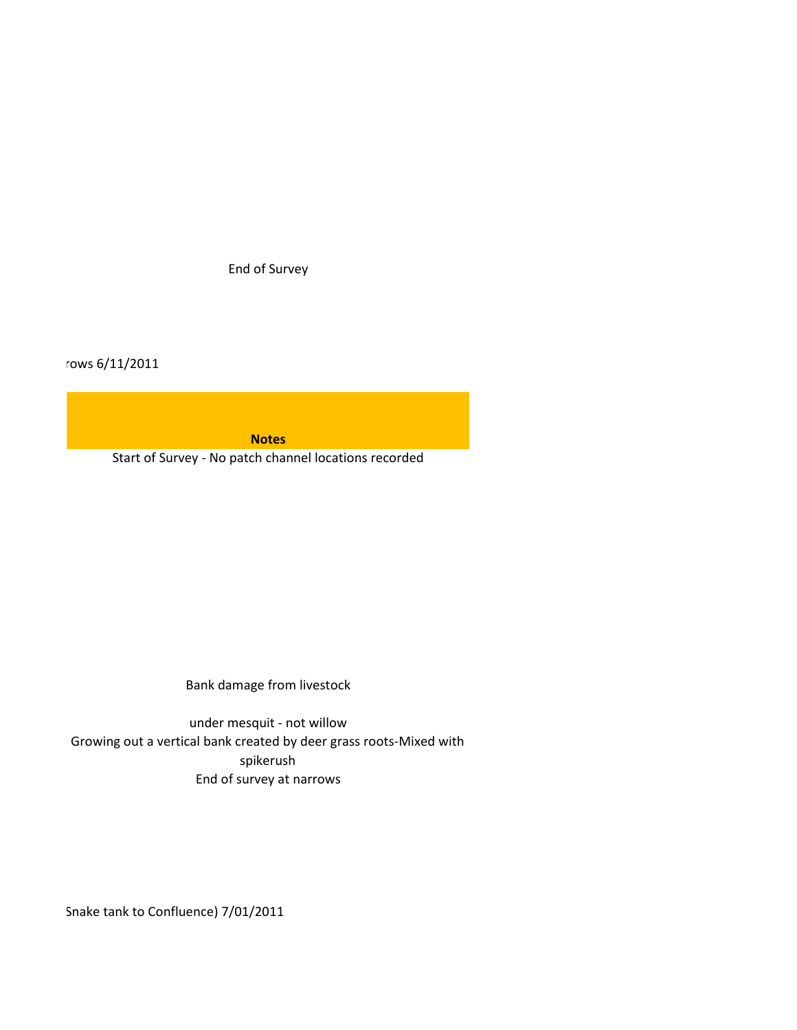End of Survey

rows 6/11/2011

| Notes |
|---|
| Start of Survey - No patch channel locations recorded |
| |
| |
| |
| |
| |
| |
| |
| |
| |
| |
| Bank damage from livestock |
| |
| under mesquit - not willow |
| Growing out a vertical bank created by deer grass roots-Mixed with spikerush |
| End of survey at narrows |

Snake tank to Confluence) 7/01/2011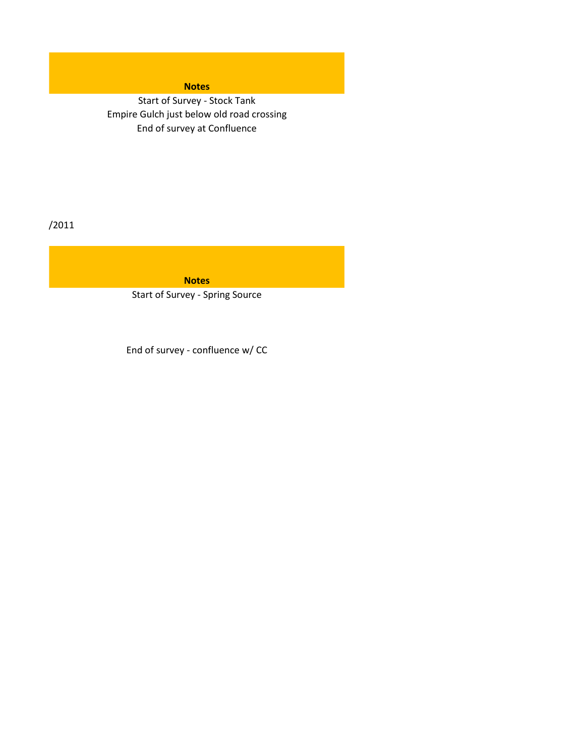| Notes |
| --- |
| Start of Survey - Stock Tank |
| Empire Gulch just below old road crossing |
| End of survey at Confluence |

/2011

| Notes |
| --- |
| Start of Survey - Spring Source |
| |
| |
| |
| End of survey - confluence w/ CC |